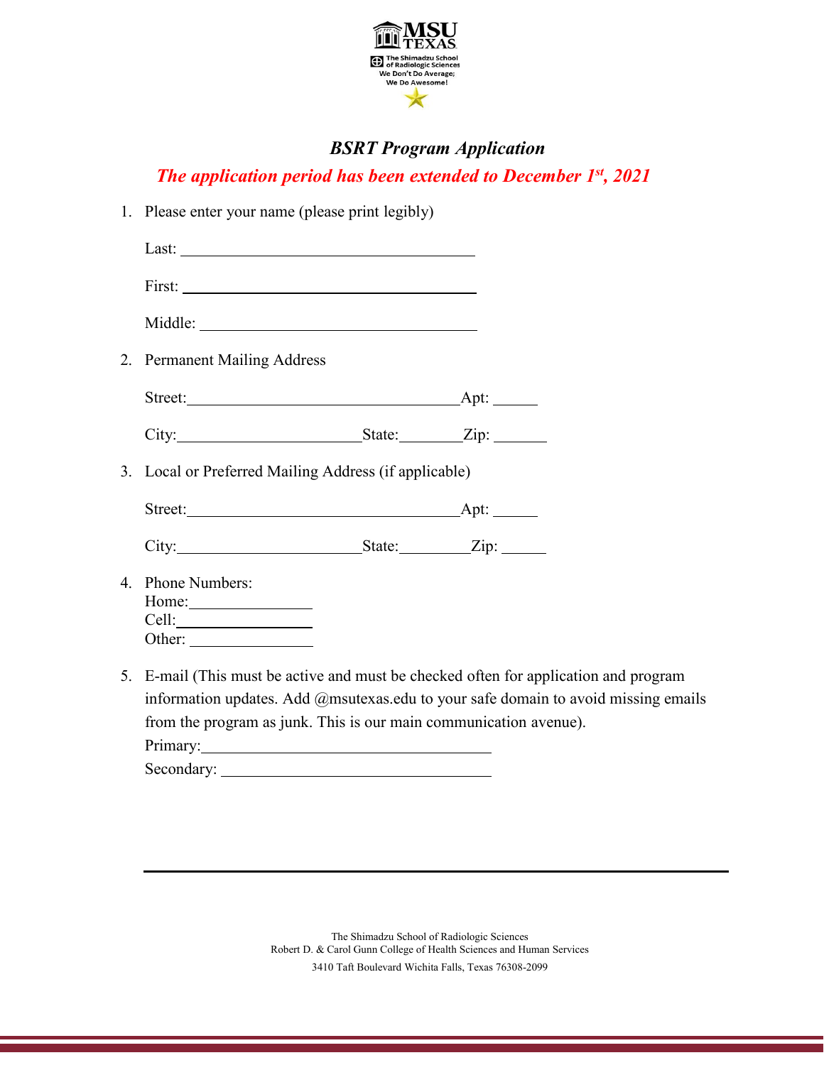MSU TEXAS

The Shimadzu School of Radiologic Sciences

We Don't Do Average; We Do Awesome!

# *BSRT Program Application*

***The application period has been extended to December 1st, 2021***

1. Please enter your name (please print legibly)

   Last: ______________________________

   First: ______________________________

   Middle: ______________________________

2. Permanent Mailing Address

   Street: ______________________________ Apt: ______

   City: __________________ State: ________ Zip: _______

3. Local or Preferred Mailing Address (if applicable)

   Street: ______________________________ Apt: ______

   City: __________________ State: ________ Zip: _______

4. Phone Numbers:
   Home: ______________
   Cell: ______________
   Other: ______________

5. E-mail (This must be active and must be checked often for application and program information updates. Add @msutexas.edu to your safe domain to avoid missing emails from the program as junk. This is our main communication avenue).
   Primary: ______________________________
   Secondary: ______________________________

The Shimadzu School of Radiologic Sciences
Robert D. & Carol Gunn College of Health Sciences and Human Services
3410 Taft Boulevard Wichita Falls, Texas 76308-2099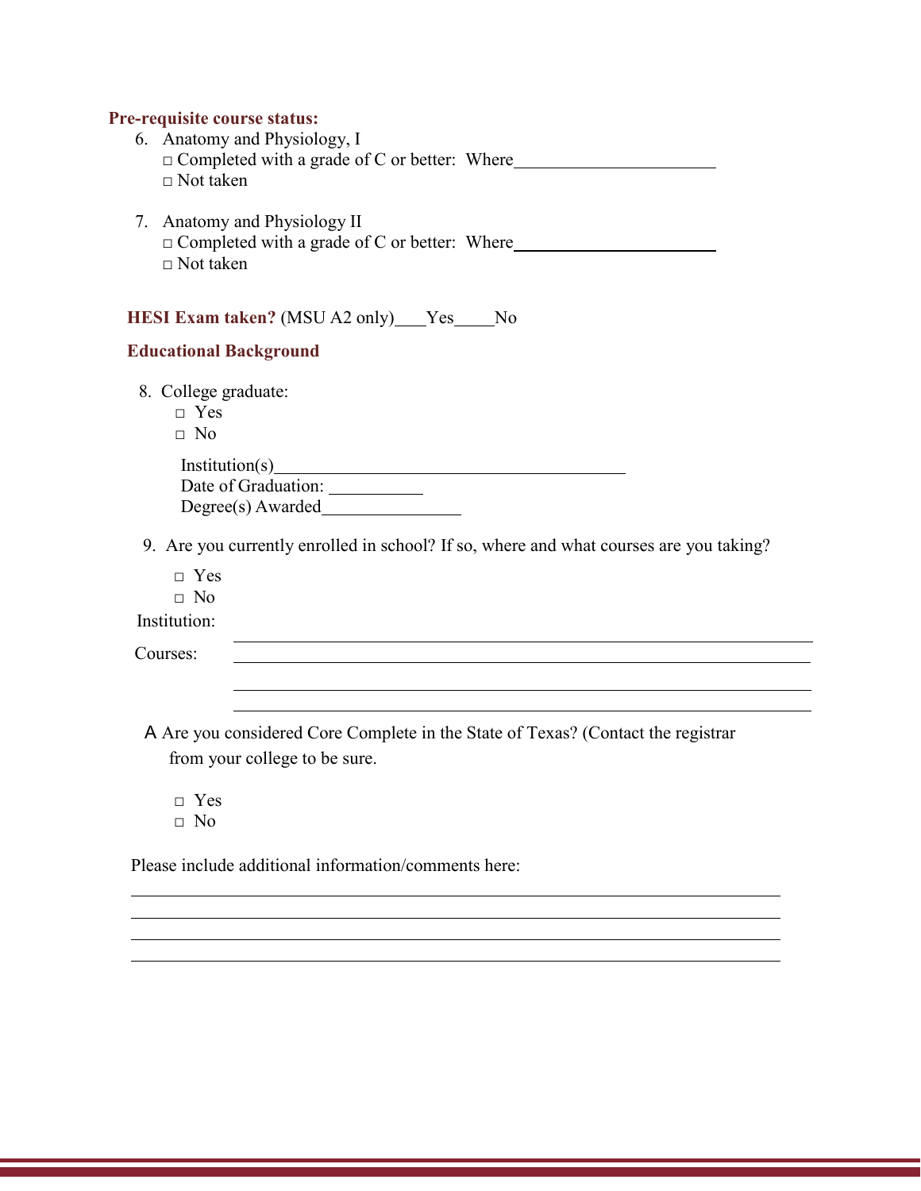**Pre-requisite course status:**

6. Anatomy and Physiology, I
   - □ Completed with a grade of C or better: Where\_\_\_\_\_\_\_\_\_\_\_\_\_\_\_\_\_\_\_\_\_\_\_
   - □ Not taken

7. Anatomy and Physiology II
   - □ Completed with a grade of C or better: Where\_\_\_\_\_\_\_\_\_\_\_\_\_\_\_\_\_\_\_\_\_\_\_
   - □ Not taken

**HESI Exam taken?** (MSU A2 only)\_\_\_\_Yes\_\_\_\_\_No

**Educational Background**

8. College graduate:
   - □ Yes
   - □ No

   Institution(s)\_\_\_\_\_\_\_\_\_\_\_\_\_\_\_\_\_\_\_\_\_\_\_\_\_\_\_\_\_\_\_\_\_\_\_\_\_\_\_\_
   Date of Graduation: \_\_\_\_\_\_\_\_\_\_\_
   Degree(s) Awarded\_\_\_\_\_\_\_\_\_\_\_\_\_\_\_\_

9. Are you currently enrolled in school? If so, where and what courses are you taking?
   - □ Yes
   - □ No

Institution: \_\_\_\_\_\_\_\_\_\_\_\_\_\_\_\_\_\_\_\_\_\_\_\_\_\_\_\_\_\_\_\_\_\_\_\_\_\_\_\_\_\_\_\_\_\_\_\_\_\_\_\_\_\_\_\_\_\_\_\_

Courses: \_\_\_\_\_\_\_\_\_\_\_\_\_\_\_\_\_\_\_\_\_\_\_\_\_\_\_\_\_\_\_\_\_\_\_\_\_\_\_\_\_\_\_\_\_\_\_\_\_\_\_\_\_\_\_\_\_\_\_\_

\_\_\_\_\_\_\_\_\_\_\_\_\_\_\_\_\_\_\_\_\_\_\_\_\_\_\_\_\_\_\_\_\_\_\_\_\_\_\_\_\_\_\_\_\_\_\_\_\_\_\_\_\_\_\_\_\_\_\_\_

\_\_\_\_\_\_\_\_\_\_\_\_\_\_\_\_\_\_\_\_\_\_\_\_\_\_\_\_\_\_\_\_\_\_\_\_\_\_\_\_\_\_\_\_\_\_\_\_\_\_\_\_\_\_\_\_\_\_\_\_

A Are you considered Core Complete in the State of Texas? (Contact the registrar from your college to be sure.

- □ Yes
- □ No

Please include additional information/comments here:

\_\_\_\_\_\_\_\_\_\_\_\_\_\_\_\_\_\_\_\_\_\_\_\_\_\_\_\_\_\_\_\_\_\_\_\_\_\_\_\_\_\_\_\_\_\_\_\_\_\_\_\_\_\_\_\_\_\_\_\_\_\_\_\_

\_\_\_\_\_\_\_\_\_\_\_\_\_\_\_\_\_\_\_\_\_\_\_\_\_\_\_\_\_\_\_\_\_\_\_\_\_\_\_\_\_\_\_\_\_\_\_\_\_\_\_\_\_\_\_\_\_\_\_\_\_\_\_\_

\_\_\_\_\_\_\_\_\_\_\_\_\_\_\_\_\_\_\_\_\_\_\_\_\_\_\_\_\_\_\_\_\_\_\_\_\_\_\_\_\_\_\_\_\_\_\_\_\_\_\_\_\_\_\_\_\_\_\_\_\_\_\_\_

\_\_\_\_\_\_\_\_\_\_\_\_\_\_\_\_\_\_\_\_\_\_\_\_\_\_\_\_\_\_\_\_\_\_\_\_\_\_\_\_\_\_\_\_\_\_\_\_\_\_\_\_\_\_\_\_\_\_\_\_\_\_\_\_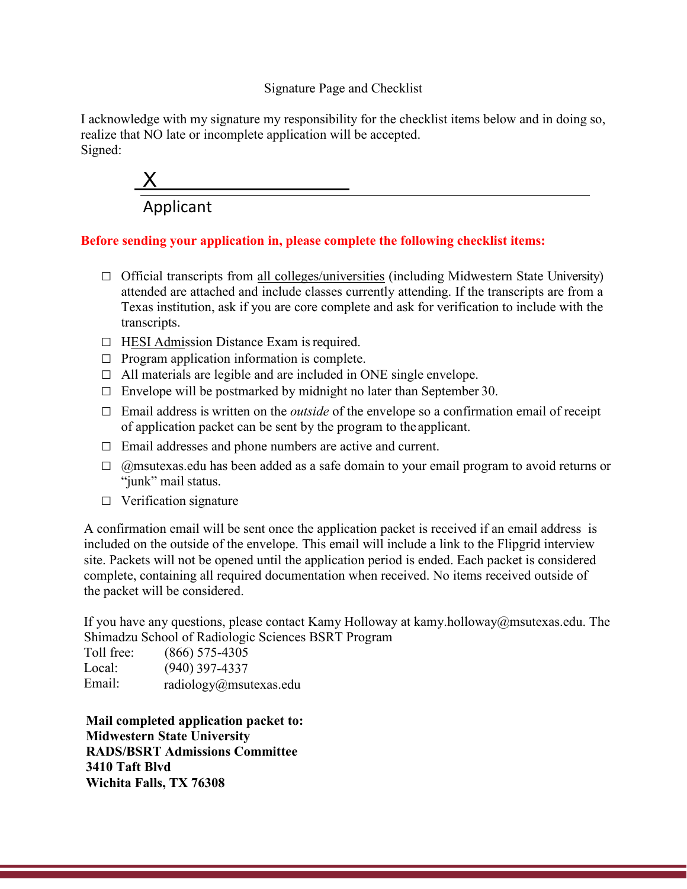Signature Page and Checklist

I acknowledge with my signature my responsibility for the checklist items below and in doing so, realize that NO late or incomplete application will be accepted.
Signed:

X ______________________

Applicant

**Before sending your application in, please complete the following checklist items:**

- ☐ Official transcripts from all colleges/universities (including Midwestern State University) attended are attached and include classes currently attending. If the transcripts are from a Texas institution, ask if you are core complete and ask for verification to include with the transcripts.
- ☐ HESI Admission Distance Exam is required.
- ☐ Program application information is complete.
- ☐ All materials are legible and are included in ONE single envelope.
- ☐ Envelope will be postmarked by midnight no later than September 30.
- ☐ Email address is written on the *outside* of the envelope so a confirmation email of receipt of application packet can be sent by the program to the applicant.
- ☐ Email addresses and phone numbers are active and current.
- ☐ @msutexas.edu has been added as a safe domain to your email program to avoid returns or "junk" mail status.
- ☐ Verification signature

A confirmation email will be sent once the application packet is received if an email address is included on the outside of the envelope. This email will include a link to the Flipgrid interview site. Packets will not be opened until the application period is ended. Each packet is considered complete, containing all required documentation when received. No items received outside of the packet will be considered.

If you have any questions, please contact Kamy Holloway at kamy.holloway@msutexas.edu. The Shimadzu School of Radiologic Sciences BSRT Program
Toll free: (866) 575-4305
Local: (940) 397-4337
Email: radiology@msutexas.edu

**Mail completed application packet to:**
**Midwestern State University**
**RADS/BSRT Admissions Committee**
**3410 Taft Blvd**
**Wichita Falls, TX 76308**